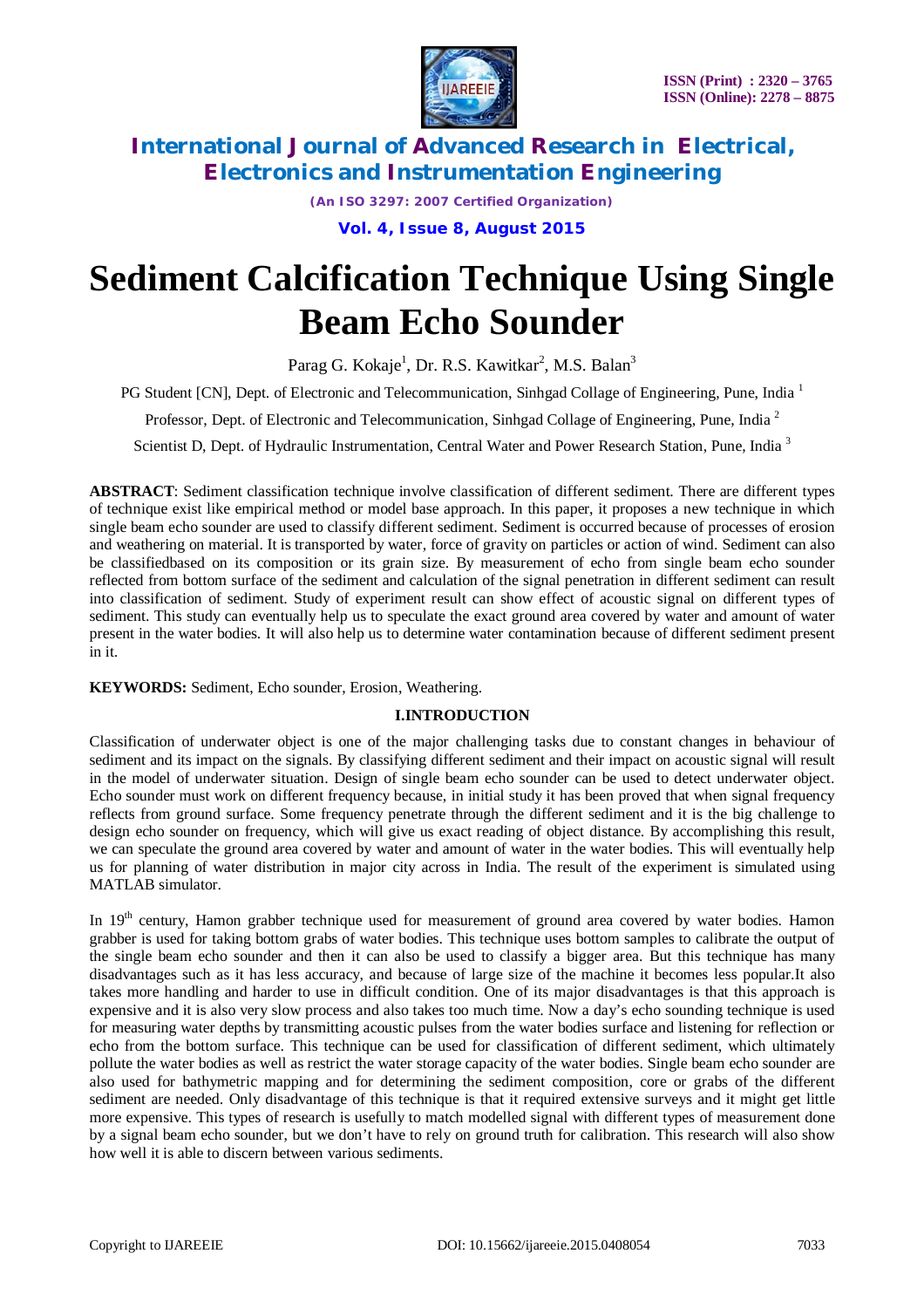# International Journal of Advanced Research in Electrical, Electronics and Instrumentation Engineering

*(An ISO 3297: 2007 Certified Organization)*

**Vol. 4, Issue 8, August 2015**

# Sediment Calcification Technique Using Single Beam Echo Sounder

Parag G. Kokaje[1], Dr. R.S. Kawitkar[2], M.S. Balan[3]

PG Student [CN], Dept. of Electronic and Telecommunication, Sinhgad Collage of Engineering, Pune, India [1]

Professor, Dept. of Electronic and Telecommunication, Sinhgad Collage of Engineering, Pune, India [2]

Scientist D, Dept. of Hydraulic Instrumentation, Central Water and Power Research Station, Pune, India [3]

**ABSTRACT**: Sediment classification technique involve classification of different sediment. There are different types of technique exist like empirical method or model base approach. In this paper, it proposes a new technique in which single beam echo sounder are used to classify different sediment. Sediment is occurred because of processes of erosion and weathering on material. It is transported by water, force of gravity on particles or action of wind. Sediment can also be classifiedbased on its composition or its grain size. By measurement of echo from single beam echo sounder reflected from bottom surface of the sediment and calculation of the signal penetration in different sediment can result into classification of sediment. Study of experiment result can show effect of acoustic signal on different types of sediment. This study can eventually help us to speculate the exact ground area covered by water and amount of water present in the water bodies. It will also help us to determine water contamination because of different sediment present in it.

**KEYWORDS:** Sediment, Echo sounder, Erosion, Weathering.

## I.INTRODUCTION

Classification of underwater object is one of the major challenging tasks due to constant changes in behaviour of sediment and its impact on the signals. By classifying different sediment and their impact on acoustic signal will result in the model of underwater situation. Design of single beam echo sounder can be used to detect underwater object. Echo sounder must work on different frequency because, in initial study it has been proved that when signal frequency reflects from ground surface. Some frequency penetrate through the different sediment and it is the big challenge to design echo sounder on frequency, which will give us exact reading of object distance. By accomplishing this result, we can speculate the ground area covered by water and amount of water in the water bodies. This will eventually help us for planning of water distribution in major city across in India. The result of the experiment is simulated using MATLAB simulator.

In 19th century, Hamon grabber technique used for measurement of ground area covered by water bodies. Hamon grabber is used for taking bottom grabs of water bodies. This technique uses bottom samples to calibrate the output of the single beam echo sounder and then it can also be used to classify a bigger area. But this technique has many disadvantages such as it has less accuracy, and because of large size of the machine it becomes less popular.It also takes more handling and harder to use in difficult condition. One of its major disadvantages is that this approach is expensive and it is also very slow process and also takes too much time. Now a day's echo sounding technique is used for measuring water depths by transmitting acoustic pulses from the water bodies surface and listening for reflection or echo from the bottom surface. This technique can be used for classification of different sediment, which ultimately pollute the water bodies as well as restrict the water storage capacity of the water bodies. Single beam echo sounder are also used for bathymetric mapping and for determining the sediment composition, core or grabs of the different sediment are needed. Only disadvantage of this technique is that it required extensive surveys and it might get little more expensive. This types of research is usefully to match modelled signal with different types of measurement done by a signal beam echo sounder, but we don't have to rely on ground truth for calibration. This research will also show how well it is able to discern between various sediments.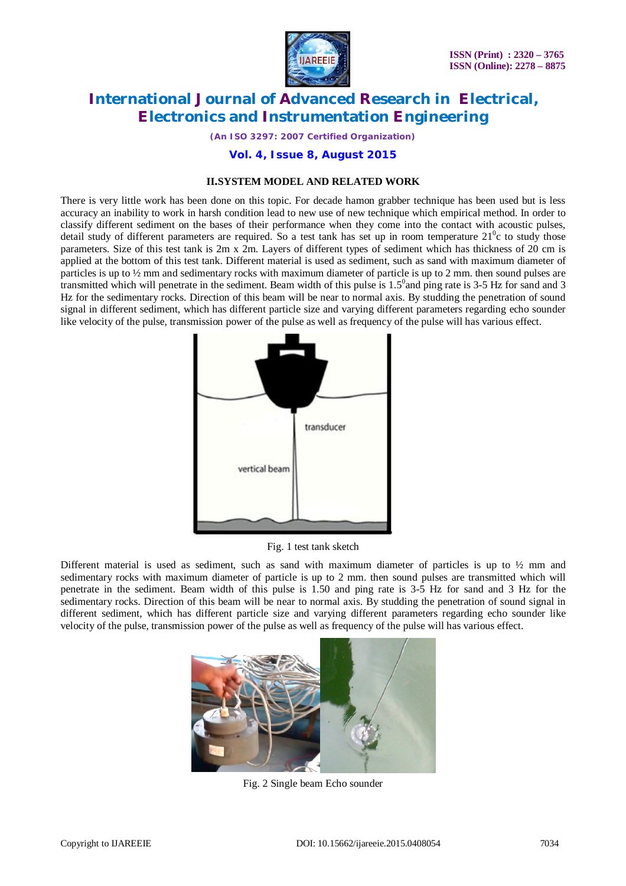## II.SYSTEM MODEL AND RELATED WORK

There is very little work has been done on this topic. For decade hamon grabber technique has been used but is less accuracy an inability to work in harsh condition lead to new use of new technique which empirical method. In order to classify different sediment on the bases of their performance when they come into the contact with acoustic pulses, detail study of different parameters are required. So a test tank has set up in room temperature $21^0$c to study those parameters. Size of this test tank is 2m x 2m. Layers of different types of sediment which has thickness of 20 cm is applied at the bottom of this test tank. Different material is used as sediment, such as sand with maximum diameter of particles is up to ½ mm and sedimentary rocks with maximum diameter of particle is up to 2 mm. then sound pulses are transmitted which will penetrate in the sediment. Beam width of this pulse is $1.5^0$and ping rate is 3-5 Hz for sand and 3 Hz for the sedimentary rocks. Direction of this beam will be near to normal axis. By studding the penetration of sound signal in different sediment, which has different particle size and varying different parameters regarding echo sounder like velocity of the pulse, transmission power of the pulse as well as frequency of the pulse will has various effect.

Fig. 1 test tank sketch

Different material is used as sediment, such as sand with maximum diameter of particles is up to ½ mm and sedimentary rocks with maximum diameter of particle is up to 2 mm. then sound pulses are transmitted which will penetrate in the sediment. Beam width of this pulse is 1.50 and ping rate is 3-5 Hz for sand and 3 Hz for the sedimentary rocks. Direction of this beam will be near to normal axis. By studding the penetration of sound signal in different sediment, which has different particle size and varying different parameters regarding echo sounder like velocity of the pulse, transmission power of the pulse as well as frequency of the pulse will has various effect.

Fig. 2 Single beam Echo sounder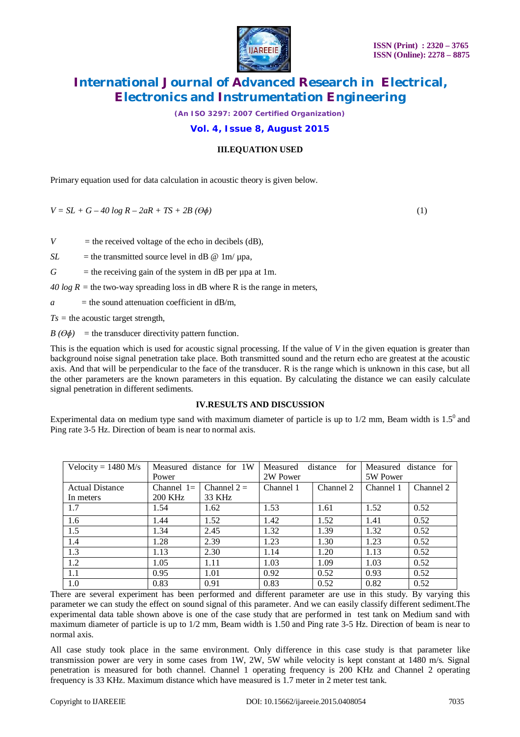### III.EQUATION USED

Primary equation used for data calculation in acoustic theory is given below.

$$V = SL + G - 40 \log R - 2aR + TS + 2B(\Theta\phi) \qquad (1)$$

$V$ = the received voltage of the echo in decibels (dB),

$SL$ = the transmitted source level in dB @ 1m/ µpa,

$G$ = the receiving gain of the system in dB per µpa at 1m.

$40 \log R$ = the two-way spreading loss in dB where R is the range in meters,

$a$ = the sound attenuation coefficient in dB/m,

$Ts$ = the acoustic target strength,

$B(\Theta\phi)$ = the transducer directivity pattern function.

This is the equation which is used for acoustic signal processing. If the value of $V$ in the given equation is greater than background noise signal penetration take place. Both transmitted sound and the return echo are greatest at the acoustic axis. And that will be perpendicular to the face of the transducer. R is the range which is unknown in this case, but all the other parameters are the known parameters in this equation. By calculating the distance we can easily calculate signal penetration in different sediments.

### IV.RESULTS AND DISCUSSION

Experimental data on medium type sand with maximum diameter of particle is up to 1/2 mm, Beam width is $1.5^0$ and Ping rate 3-5 Hz. Direction of beam is near to normal axis.

| Velocity = 1480 M/s | Measured distance for 1W Power | | Measured distance for 2W Power | | Measured distance for 5W Power | |
|---|---|---|---|---|---|---|
| Actual Distance In meters | Channel 1= 200 KHz | Channel 2 = 33 KHz | Channel 1 | Channel 2 | Channel 1 | Channel 2 |
| 1.7 | 1.54 | 1.62 | 1.53 | 1.61 | 1.52 | 0.52 |
| 1.6 | 1.44 | 1.52 | 1.42 | 1.52 | 1.41 | 0.52 |
| 1.5 | 1.34 | 2.45 | 1.32 | 1.39 | 1.32 | 0.52 |
| 1.4 | 1.28 | 2.39 | 1.23 | 1.30 | 1.23 | 0.52 |
| 1.3 | 1.13 | 2.30 | 1.14 | 1.20 | 1.13 | 0.52 |
| 1.2 | 1.05 | 1.11 | 1.03 | 1.09 | 1.03 | 0.52 |
| 1.1 | 0.95 | 1.01 | 0.92 | 0.52 | 0.93 | 0.52 |
| 1.0 | 0.83 | 0.91 | 0.83 | 0.52 | 0.82 | 0.52 |

There are several experiment has been performed and different parameter are use in this study. By varying this parameter we can study the effect on sound signal of this parameter. And we can easily classify different sediment.The experimental data table shown above is one of the case study that are performed in test tank on Medium sand with maximum diameter of particle is up to 1/2 mm, Beam width is 1.50 and Ping rate 3-5 Hz. Direction of beam is near to normal axis.

All case study took place in the same environment. Only difference in this case study is that parameter like transmission power are very in some cases from 1W, 2W, 5W while velocity is kept constant at 1480 m/s. Signal penetration is measured for both channel. Channel 1 operating frequency is 200 KHz and Channel 2 operating frequency is 33 KHz. Maximum distance which have measured is 1.7 meter in 2 meter test tank.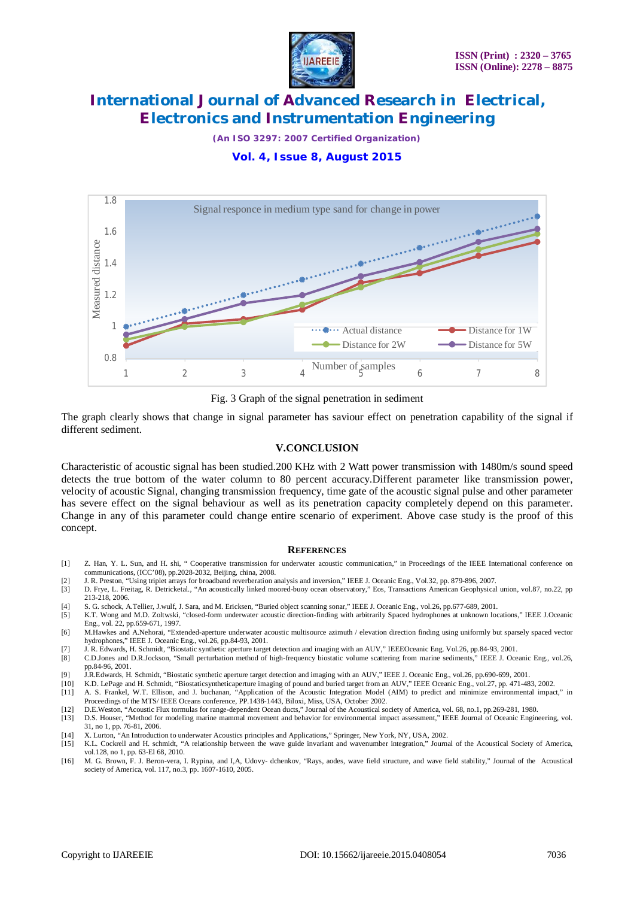Signal responce in medium type sand for change in power

Measured distance

1.8
1.6
1.4
1.2
1
0.8

1 2 3 4 5 6 7 8

Number of samples

Actual distance
Distance for 1W
Distance for 2W
Distance for 5W

Fig. 3 Graph of the signal penetration in sediment

The graph clearly shows that change in signal parameter has saviour effect on penetration capability of the signal if different sediment.

## V.CONCLUSION

Characteristic of acoustic signal has been studied.200 KHz with 2 Watt power transmission with 1480m/s sound speed detects the true bottom of the water column to 80 percent accuracy.Different parameter like transmission power, velocity of acoustic Signal, changing transmission frequency, time gate of the acoustic signal pulse and other parameter has severe effect on the signal behaviour as well as its penetration capacity completely depend on this parameter. Change in any of this parameter could change entire scenario of experiment. Above case study is the proof of this concept.

## REFERENCES

[1] Z. Han, Y. L. Sun, and H. shi, " Cooperative transmission for underwater acoustic communication," in Proceedings of the IEEE International conference on communications, (ICC'08), pp.2028-2032, Beijing, china, 2008.

[2] J. R. Preston, "Using triplet arrays for broadband reverberation analysis and inversion," IEEE J. Oceanic Eng., Vol.32, pp. 879-896, 2007.

[3] D. Frye, L. Freitag, R. Detricketal., "An acoustically linked moored-buoy ocean observatory," Eos, Transactions American Geophysical union, vol.87, no.22, pp 213-218, 2006.

[4] S. G. schock, A.Tellier, J.wulf, J. Sara, and M. Ericksen, "Buried object scanning sonar," IEEE J. Oceanic Eng., vol.26, pp.677-689, 2001.

[5] K.T. Wong and M.D. Zoltwski, "closed-form underwater acoustic direction-finding with arbitrarily Spaced hydrophones at unknown locations," IEEE J.Oceanic Eng., vol. 22, pp.659-671, 1997.

[6] M.Hawkes and A.Nehorai, "Extended-aperture underwater acoustic multisource azimuth / elevation direction finding using uniformly but sparsely spaced vector hydrophones," IEEE J. Oceanic Eng., vol.26, pp.84-93, 2001.

[7] J. R. Edwards, H. Schmidt, "Biostatic synthetic aperture target detection and imaging with an AUV," IEEEOceanic Eng. Vol.26, pp.84-93, 2001.

[8] C.D.Jones and D.R.Jockson, "Small perturbation method of high-frequency biostatic volume scattering from marine sediments," IEEE J. Oceanic Eng., vol.26, pp.84-96, 2001.

[9] J.R.Edwards, H. Schmidt, "Biostatic synthetic aperture target detection and imaging with an AUV," IEEE J. Oceanic Eng., vol.26, pp.690-699, 2001.

[10] K.D. LePage and H. Schmidt, "Biostaticsyntheticaperture imaging of pound and buried target from an AUV," IEEE Oceanic Eng., vol.27, pp. 471-483, 2002.

[11] A. S. Frankel, W.T. Ellison, and J. buchanan, "Application of the Acoustic Integration Model (AIM) to predict and minimize environmental impact," in Proceedings of the MTS/ IEEE Oceans conference, PP.1438-1443, Biloxi, Miss, USA, October 2002.

[12] D.E.Weston, "Acoustic Flux tormulas for range-dependent Ocean ducts," Journal of the Acoustical society of America, vol. 68, no.1, pp.269-281, 1980.

[13] D.S. Houser, "Method for modeling marine mammal movement and behavior for environmental impact assessment," IEEE Journal of Oceanic Engineering, vol. 31, no 1, pp. 76-81, 2006.

[14] X. Lurton, "An Introduction to underwater Acoustics principles and Applications," Springer, New York, NY, USA, 2002.

[15] K.L. Cockrell and H. schmidt, "A relationship between the wave guide invariant and wavenumber integration," Journal of the Acoustical Society of America, vol.128, no 1, pp. 63-El 68, 2010.

[16] M. G. Brown, F. J. Beron-vera, I. Rypina, and I,A, Udovy- dchenkov, "Rays, aodes, wave field structure, and wave field stability," Journal of the Acoustical society of America, vol. 117, no.3, pp. 1607-1610, 2005.